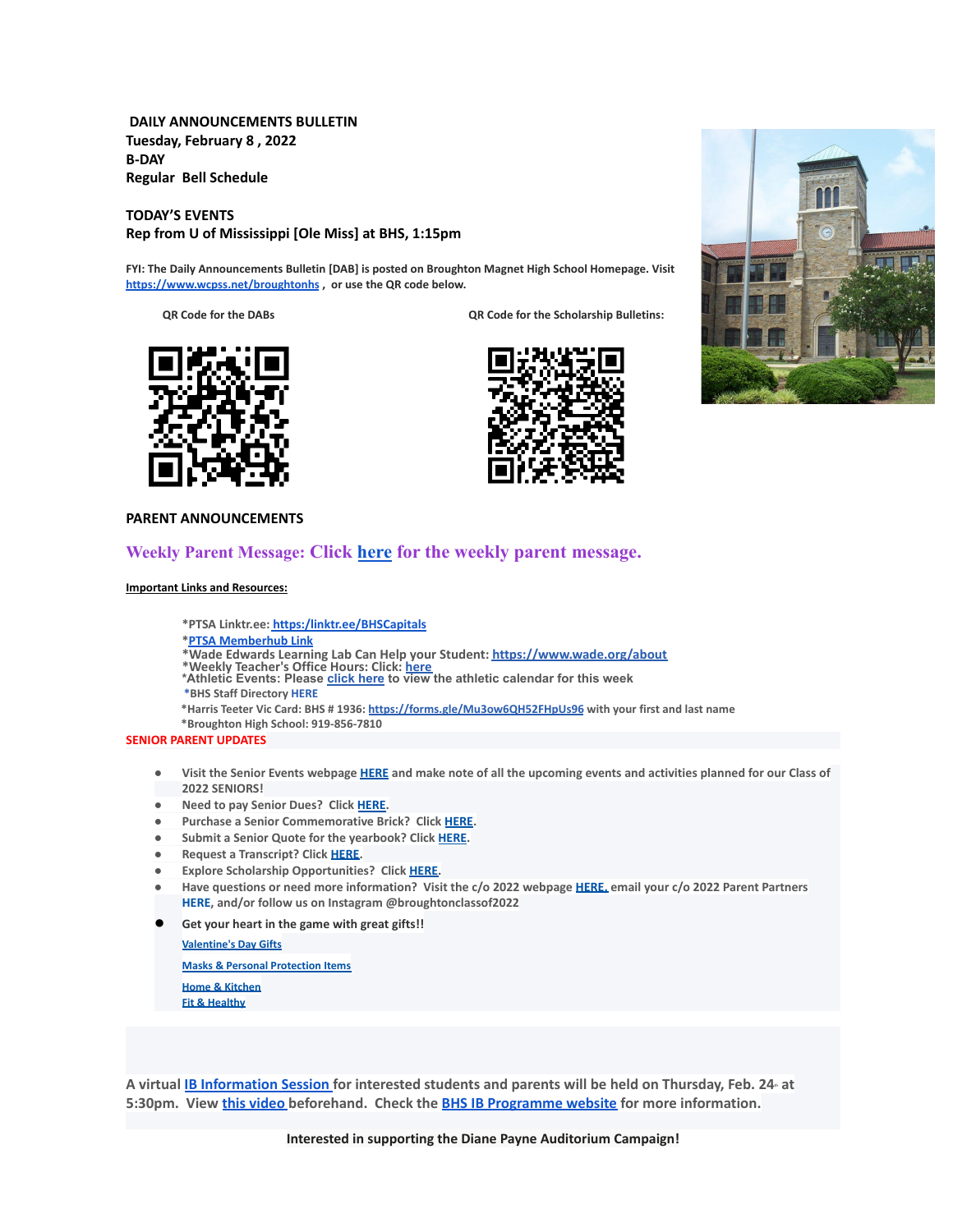**DAILY ANNOUNCEMENTS BULLETIN**
**Tuesday, February 8 , 2022**
**B-DAY**
**Regular Bell Schedule**

**TODAY'S EVENTS**
**Rep from U of Mississippi [Ole Miss] at BHS, 1:15pm**

**FYI: The Daily Announcements Bulletin [DAB] is posted on Broughton Magnet High School Homepage. Visit https://www.wcpss.net/broughtonhs , or use the QR code below.**

QR Code for the DABs

QR Code for the Scholarship Bulletins:

## PARENT ANNOUNCEMENTS

**Weekly Parent Message: Click here for the weekly parent message.**

**Important Links and Resources:**

*PTSA Linktr.ee: https:/linktr.ee/BHSCapitals
*PTSA Memberhub Link
*Wade Edwards Learning Lab Can Help your Student: https://www.wade.org/about
*Weekly Teacher's Office Hours: Click: here
*Athletic Events: Please click here to view the athletic calendar for this week
*BHS Staff Directory HERE
*Harris Teeter Vic Card: BHS # 1936: https://forms.gle/Mu3ow6QH52FHpUs96 with your first and last name
*Broughton High School: 919-856-7810

**SENIOR PARENT UPDATES**

- Visit the Senior Events webpage HERE and make note of all the upcoming events and activities planned for our Class of 2022 SENIORS!
- Need to pay Senior Dues? Click HERE.
- Purchase a Senior Commemorative Brick? Click HERE.
- Submit a Senior Quote for the yearbook? Click HERE.
- Request a Transcript? Click HERE.
- Explore Scholarship Opportunities? Click HERE.
- Have questions or need more information? Visit the c/o 2022 webpage HERE, email your c/o 2022 Parent Partners HERE, and/or follow us on Instagram @broughtonclassof2022
- Get your heart in the game with great gifts!!

  Valentine's Day Gifts

  Masks & Personal Protection Items

  Home & Kitchen
  Fit & Healthy

A virtual IB Information Session for interested students and parents will be held on Thursday, Feb. 24th at 5:30pm. View this video beforehand. Check the BHS IB Programme website for more information.

**Interested in supporting the Diane Payne Auditorium Campaign!**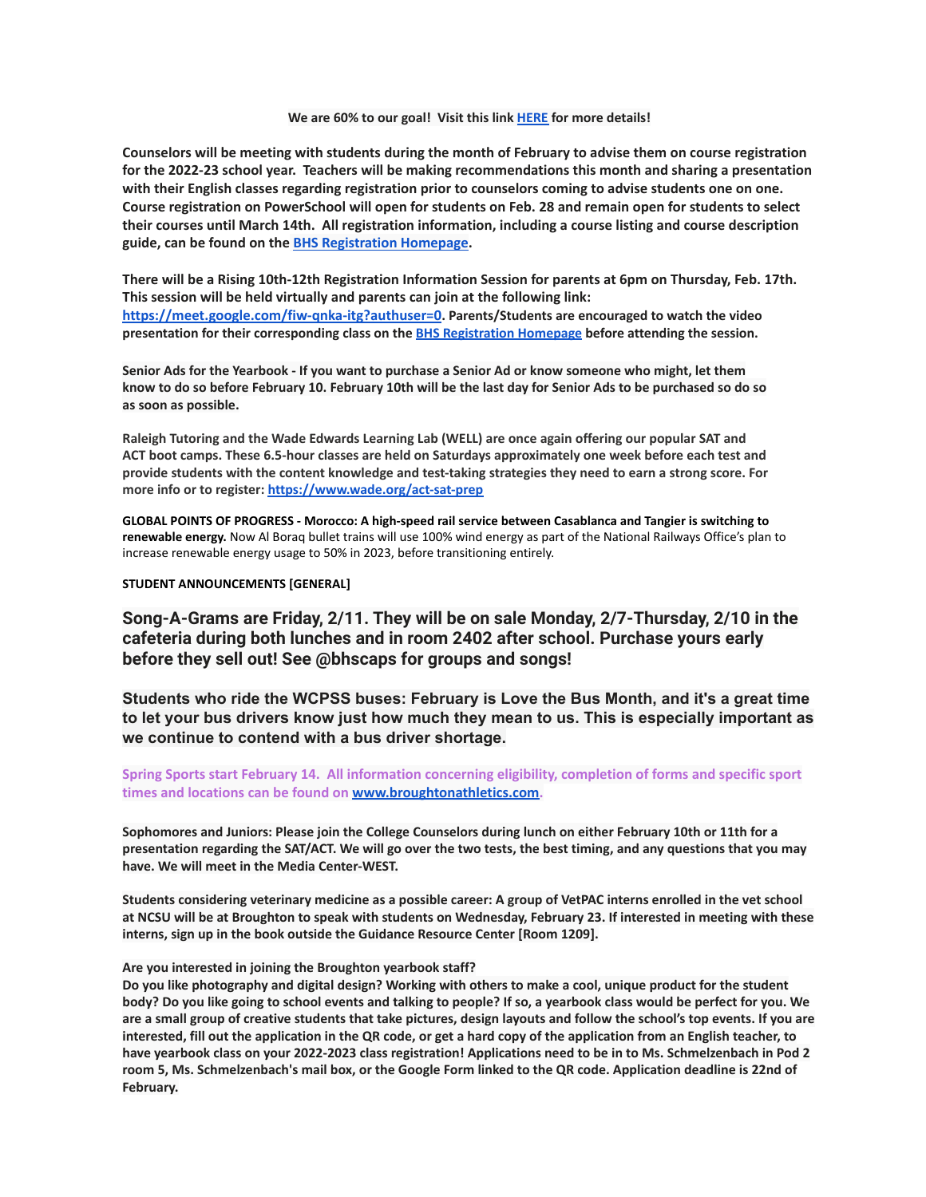**We are 60% to our goal! Visit this link [HERE](#) for more details!**

**Counselors will be meeting with students during the month of February to advise them on course registration for the 2022-23 school year. Teachers will be making recommendations this month and sharing a presentation with their English classes regarding registration prior to counselors coming to advise students one on one. Course registration on PowerSchool will open for students on Feb. 28 and remain open for students to select their courses until March 14th. All registration information, including a course listing and course description guide, can be found on the [BHS Registration Homepage](#).**

**There will be a Rising 10th-12th Registration Information Session for parents at 6pm on Thursday, Feb. 17th. This session will be held virtually and parents can join at the following link: [https://meet.google.com/fiw-qnka-itg?authuser=0](https://meet.google.com/fiw-qnka-itg?authuser=0). Parents/Students are encouraged to watch the video presentation for their corresponding class on the [BHS Registration Homepage](#) before attending the session.**

**Senior Ads for the Yearbook - If you want to purchase a Senior Ad or know someone who might, let them know to do so before February 10. February 10th will be the last day for Senior Ads to be purchased so do so as soon as possible.**

**Raleigh Tutoring and the Wade Edwards Learning Lab (WELL) are once again offering our popular SAT and ACT boot camps. These 6.5-hour classes are held on Saturdays approximately one week before each test and provide students with the content knowledge and test-taking strategies they need to earn a strong score. For more info or to register: [https://www.wade.org/act-sat-prep](https://www.wade.org/act-sat-prep)**

**GLOBAL POINTS OF PROGRESS - Morocco: A high-speed rail service between Casablanca and Tangier is switching to renewable energy.** Now Al Boraq bullet trains will use 100% wind energy as part of the National Railways Office's plan to increase renewable energy usage to 50% in 2023, before transitioning entirely.

**STUDENT ANNOUNCEMENTS [GENERAL]**

**Song-A-Grams are Friday, 2/11. They will be on sale Monday, 2/7-Thursday, 2/10 in the cafeteria during both lunches and in room 2402 after school. Purchase yours early before they sell out! See @bhscaps for groups and songs!**

**Students who ride the WCPSS buses: February is Love the Bus Month, and it's a great time to let your bus drivers know just how much they mean to us. This is especially important as we continue to contend with a bus driver shortage.**

**Spring Sports start February 14. All information concerning eligibility, completion of forms and specific sport times and locations can be found on [www.broughtonathletics.com](http://www.broughtonathletics.com).**

**Sophomores and Juniors: Please join the College Counselors during lunch on either February 10th or 11th for a presentation regarding the SAT/ACT. We will go over the two tests, the best timing, and any questions that you may have. We will meet in the Media Center-WEST.**

**Students considering veterinary medicine as a possible career: A group of VetPAC interns enrolled in the vet school at NCSU will be at Broughton to speak with students on Wednesday, February 23. If interested in meeting with these interns, sign up in the book outside the Guidance Resource Center [Room 1209].**

**Are you interested in joining the Broughton yearbook staff?**
**Do you like photography and digital design? Working with others to make a cool, unique product for the student body? Do you like going to school events and talking to people? If so, a yearbook class would be perfect for you. We are a small group of creative students that take pictures, design layouts and follow the school's top events. If you are interested, fill out the application in the QR code, or get a hard copy of the application from an English teacher, to have yearbook class on your 2022-2023 class registration! Applications need to be in to Ms. Schmelzenbach in Pod 2 room 5, Ms. Schmelzenbach's mail box, or the Google Form linked to the QR code. Application deadline is 22nd of February.**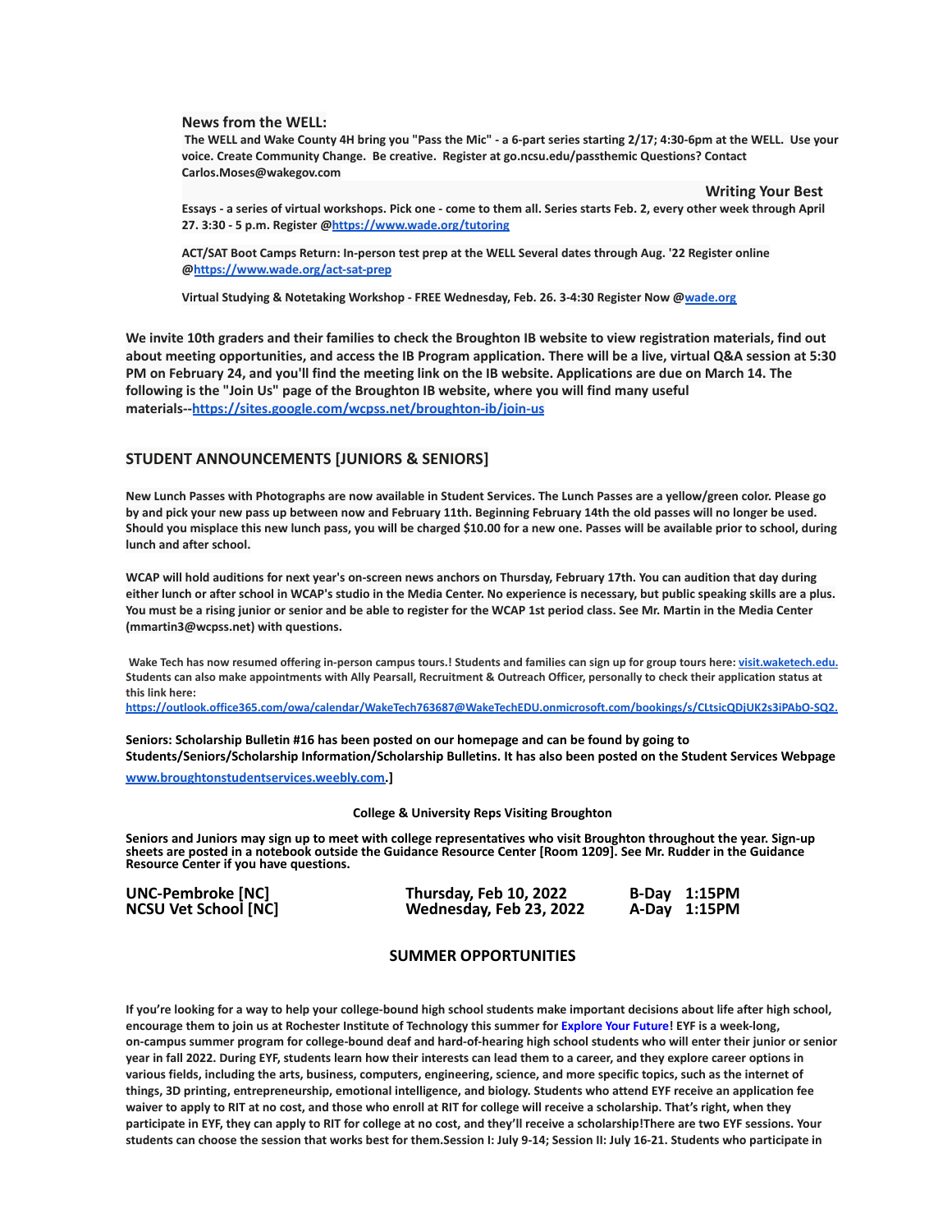**News from the WELL:**

**The WELL and Wake County 4H bring you "Pass the Mic" - a 6-part series starting 2/17; 4:30-6pm at the WELL. Use your voice. Create Community Change. Be creative. Register at go.ncsu.edu/passthemic Questions? Contact Carlos.Moses@wakegov.com**

**Writing Your Best Essays - a series of virtual workshops. Pick one - come to them all. Series starts Feb. 2, every other week through April 27. 3:30 - 5 p.m. Register @https://www.wade.org/tutoring**

**ACT/SAT Boot Camps Return: In-person test prep at the WELL Several dates through Aug. '22 Register online @https://www.wade.org/act-sat-prep**

**Virtual Studying & Notetaking Workshop - FREE Wednesday, Feb. 26. 3-4:30 Register Now @wade.org**

**We invite 10th graders and their families to check the Broughton IB website to view registration materials, find out about meeting opportunities, and access the IB Program application. There will be a live, virtual Q&A session at 5:30 PM on February 24, and you'll find the meeting link on the IB website. Applications are due on March 14. The following is the "Join Us" page of the Broughton IB website, where you will find many useful materials--https://sites.google.com/wcpss.net/broughton-ib/join-us**

## STUDENT ANNOUNCEMENTS [JUNIORS & SENIORS]

**New Lunch Passes with Photographs are now available in Student Services. The Lunch Passes are a yellow/green color. Please go by and pick your new pass up between now and February 11th. Beginning February 14th the old passes will no longer be used. Should you misplace this new lunch pass, you will be charged $10.00 for a new one. Passes will be available prior to school, during lunch and after school.**

**WCAP will hold auditions for next year's on-screen news anchors on Thursday, February 17th. You can audition that day during either lunch or after school in WCAP's studio in the Media Center. No experience is necessary, but public speaking skills are a plus. You must be a rising junior or senior and be able to register for the WCAP 1st period class. See Mr. Martin in the Media Center (mmartin3@wcpss.net) with questions.**

**Wake Tech has now resumed offering in-person campus tours.! Students and families can sign up for group tours here: visit.waketech.edu. Students can also make appointments with Ally Pearsall, Recruitment & Outreach Officer, personally to check their application status at this link here: https://outlook.office365.com/owa/calendar/WakeTech763687@WakeTechEDU.onmicrosoft.com/bookings/s/CLtsicQDjUK2s3iPAbO-SQ2.**

**Seniors: Scholarship Bulletin #16 has been posted on our homepage and can be found by going to Students/Seniors/Scholarship Information/Scholarship Bulletins. It has also been posted on the Student Services Webpage www.broughtonstudentservices.weebly.com.]**

**College & University Reps Visiting Broughton**

**Seniors and Juniors may sign up to meet with college representatives who visit Broughton throughout the year. Sign-up sheets are posted in a notebook outside the Guidance Resource Center [Room 1209]. See Mr. Rudder in the Guidance Resource Center if you have questions.**

| | | | |
|---|---|---|---|
| **UNC-Pembroke [NC]** | **Thursday, Feb 10, 2022** | **B-Day** | **1:15PM** |
| **NCSU Vet School [NC]** | **Wednesday, Feb 23, 2022** | **A-Day** | **1:15PM** |

## SUMMER OPPORTUNITIES

**If you're looking for a way to help your college-bound high school students make important decisions about life after high school, encourage them to join us at Rochester Institute of Technology this summer for Explore Your Future! EYF is a week-long, on-campus summer program for college-bound deaf and hard-of-hearing high school students who will enter their junior or senior year in fall 2022. During EYF, students learn how their interests can lead them to a career, and they explore career options in various fields, including the arts, business, computers, engineering, science, and more specific topics, such as the internet of things, 3D printing, entrepreneurship, emotional intelligence, and biology. Students who attend EYF receive an application fee waiver to apply to RIT at no cost, and those who enroll at RIT for college will receive a scholarship. That's right, when they participate in EYF, they can apply to RIT for college at no cost, and they'll receive a scholarship!There are two EYF sessions. Your students can choose the session that works best for them.Session I: July 9-14; Session II: July 16-21. Students who participate in**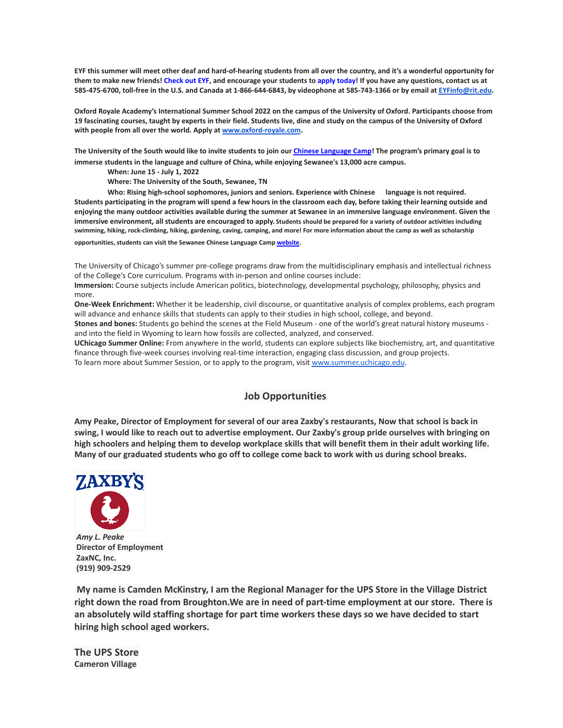**EYF this summer will meet other deaf and hard-of-hearing students from all over the country, and it's a wonderful opportunity for them to make new friends! Check out EYF, and encourage your students to apply today! If you have any questions, contact us at 585-475-6700, toll-free in the U.S. and Canada at 1-866-644-6843, by videophone at 585-743-1366 or by email at EYFinfo@rit.edu.**

**Oxford Royale Academy's International Summer School 2022 on the campus of the University of Oxford. Participants choose from 19 fascinating courses, taught by experts in their field. Students live, dine and study on the campus of the University of Oxford with people from all over the world. Apply at www.oxford-royale.com.**

**The University of the South would like to invite students to join our Chinese Language Camp! The program's primary goal is to immerse students in the language and culture of China, while enjoying Sewanee's 13,000 acre campus.**

**When: June 15 - July 1, 2022**

**Where: The University of the South, Sewanee, TN**

**Who: Rising high-school sophomores, juniors and seniors. Experience with Chinese language is not required.**

**Students participating in the program will spend a few hours in the classroom each day, before taking their learning outside and enjoying the many outdoor activities available during the summer at Sewanee in an immersive language environment. Given the immersive environment, all students are encouraged to apply. Students should be prepared for a variety of outdoor activities including swimming, hiking, rock-climbing, hiking, gardening, caving, camping, and more! For more information about the camp as well as scholarship opportunities, students can visit the Sewanee Chinese Language Camp website.**

The University of Chicago's summer pre-college programs draw from the multidisciplinary emphasis and intellectual richness of the College's Core curriculum. Programs with in-person and online courses include:

**Immersion:** Course subjects include American politics, biotechnology, developmental psychology, philosophy, physics and more.

**One-Week Enrichment:** Whether it be leadership, civil discourse, or quantitative analysis of complex problems, each program will advance and enhance skills that students can apply to their studies in high school, college, and beyond.

**Stones and bones:** Students go behind the scenes at the Field Museum - one of the world's great natural history museums - and into the field in Wyoming to learn how fossils are collected, analyzed, and conserved.

**UChicago Summer Online:** From anywhere in the world, students can explore subjects like biochemistry, art, and quantitative finance through five-week courses involving real-time interaction, engaging class discussion, and group projects.

To learn more about Summer Session, or to apply to the program, visit www.summer.uchicago.edu.

## Job Opportunities

**Amy Peake, Director of Employment for several of our area Zaxby's restaurants, Now that school is back in swing, I would like to reach out to advertise employment. Our Zaxby's group pride ourselves with bringing on high schoolers and helping them to develop workplace skills that will benefit them in their adult working life. Many of our graduated students who go off to college come back to work with us during school breaks.**

ZAXBY'S

***Amy L. Peake***
**Director of Employment**
**ZaxNC, Inc.**
**(919) 909-2529**

**My name is Camden McKinstry, I am the Regional Manager for the UPS Store in the Village District right down the road from Broughton.We are in need of part-time employment at our store. There is an absolutely wild staffing shortage for part time workers these days so we have decided to start hiring high school aged workers.**

**The UPS Store**
**Cameron Village**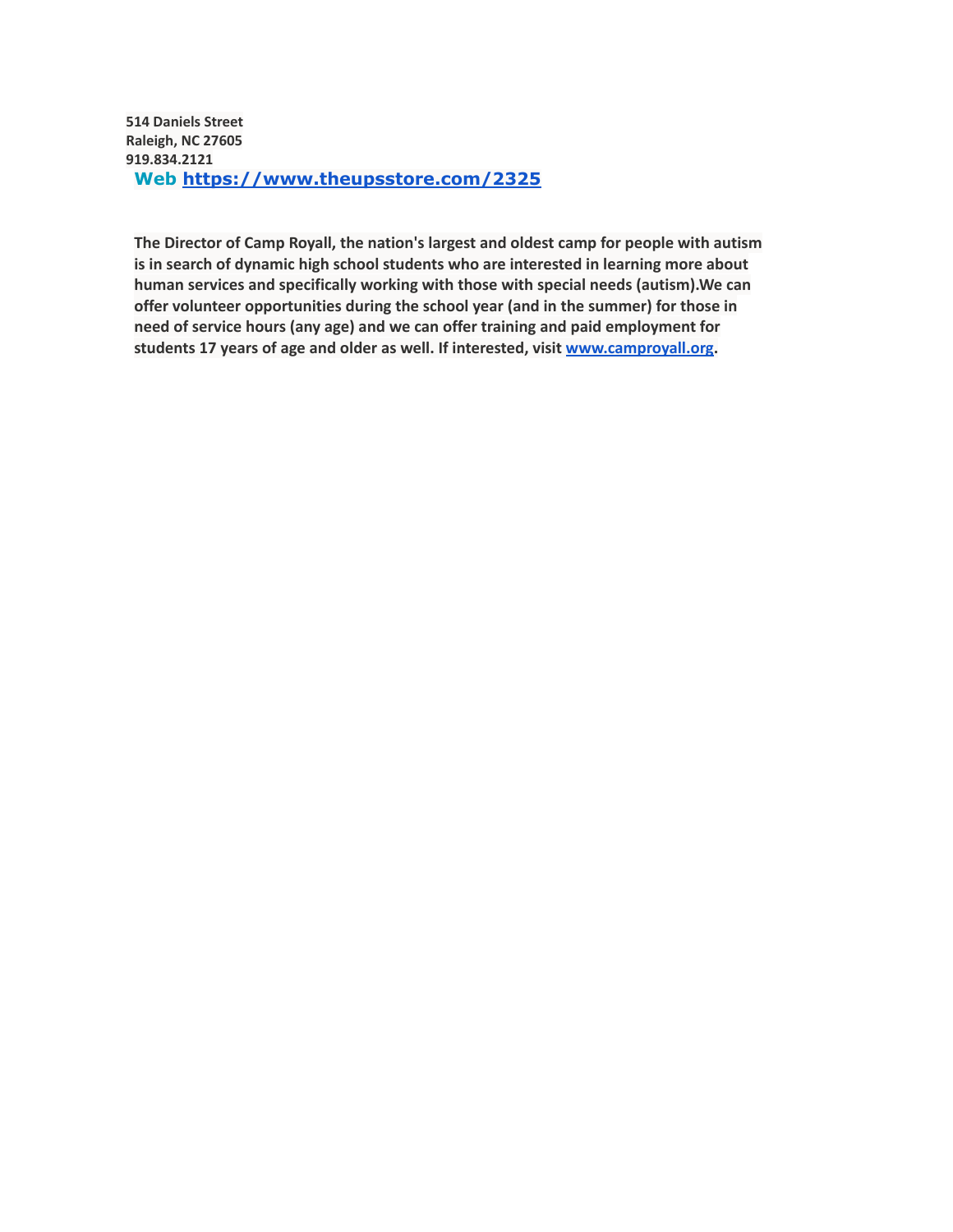**514 Daniels Street**
**Raleigh, NC 27605**
**919.834.2121**
**Web [https://www.theupsstore.com/2325](https://www.theupsstore.com/2325)**

**The Director of Camp Royall, the nation's largest and oldest camp for people with autism is in search of dynamic high school students who are interested in learning more about human services and specifically working with those with special needs (autism).We can offer volunteer opportunities during the school year (and in the summer) for those in need of service hours (any age) and we can offer training and paid employment for students 17 years of age and older as well. If interested, visit [www.camproyall.org](http://www.camproyall.org).**